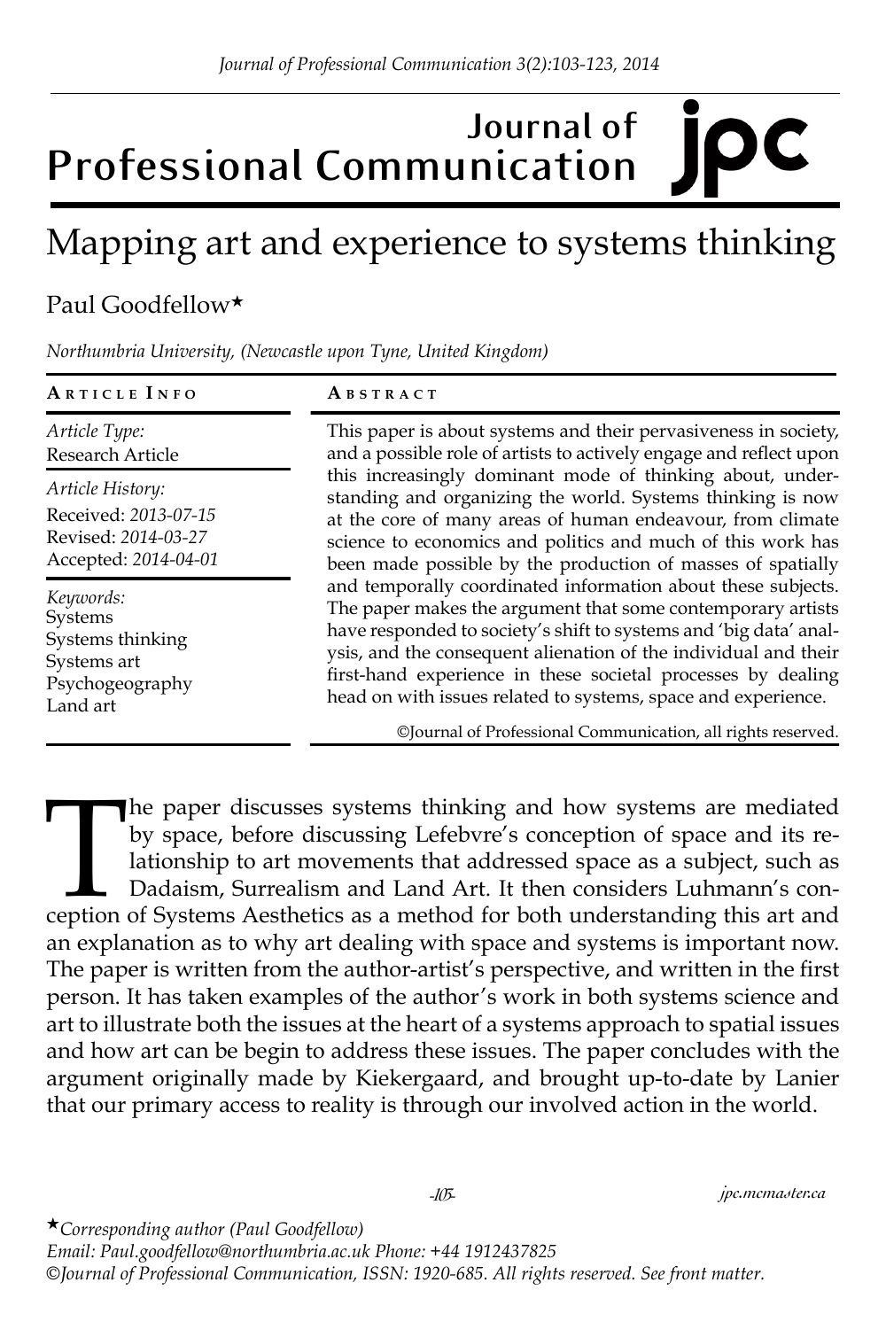# Mapping art and experience to systems thinking

Paul Goodfellow*

*Northumbria University, (Newcastle upon Tyne, United Kingdom)*

**Article Info**

*Article Type:*
Research Article

*Article History:*
Received: *2013-07-15*
Revised: *2014-03-27*
Accepted: *2014-04-01*

*Keywords:*
Systems
Systems thinking
Systems art
Psychogeography
Land art

**Abstract**

This paper is about systems and their pervasiveness in society, and a possible role of artists to actively engage and reflect upon this increasingly dominant mode of thinking about, understanding and organizing the world. Systems thinking is now at the core of many areas of human endeavour, from climate science to economics and politics and much of this work has been made possible by the production of masses of spatially and temporally coordinated information about these subjects. The paper makes the argument that some contemporary artists have responded to society's shift to systems and 'big data' analysis, and the consequent alienation of the individual and their first-hand experience in these societal processes by dealing head on with issues related to systems, space and experience.

©Journal of Professional Communication, all rights reserved.

The paper discusses systems thinking and how systems are mediated by space, before discussing Lefebvre's conception of space and its relationship to art movements that addressed space as a subject, such as Dadaism, Surrealism and Land Art. It then considers Luhmann's conception of Systems Aesthetics as a method for both understanding this art and an explanation as to why art dealing with space and systems is important now. The paper is written from the author-artist's perspective, and written in the first person. It has taken examples of the author's work in both systems science and art to illustrate both the issues at the heart of a systems approach to spatial issues and how art can be begin to address these issues. The paper concludes with the argument originally made by Kiekergaard, and brought up-to-date by Lanier that our primary access to reality is through our involved action in the world.

*Corresponding author (Paul Goodfellow)
Email: Paul.goodfellow@northumbria.ac.uk Phone: +44 1912437825
©Journal of Professional Communication, ISSN: 1920-685. All rights reserved. See front matter.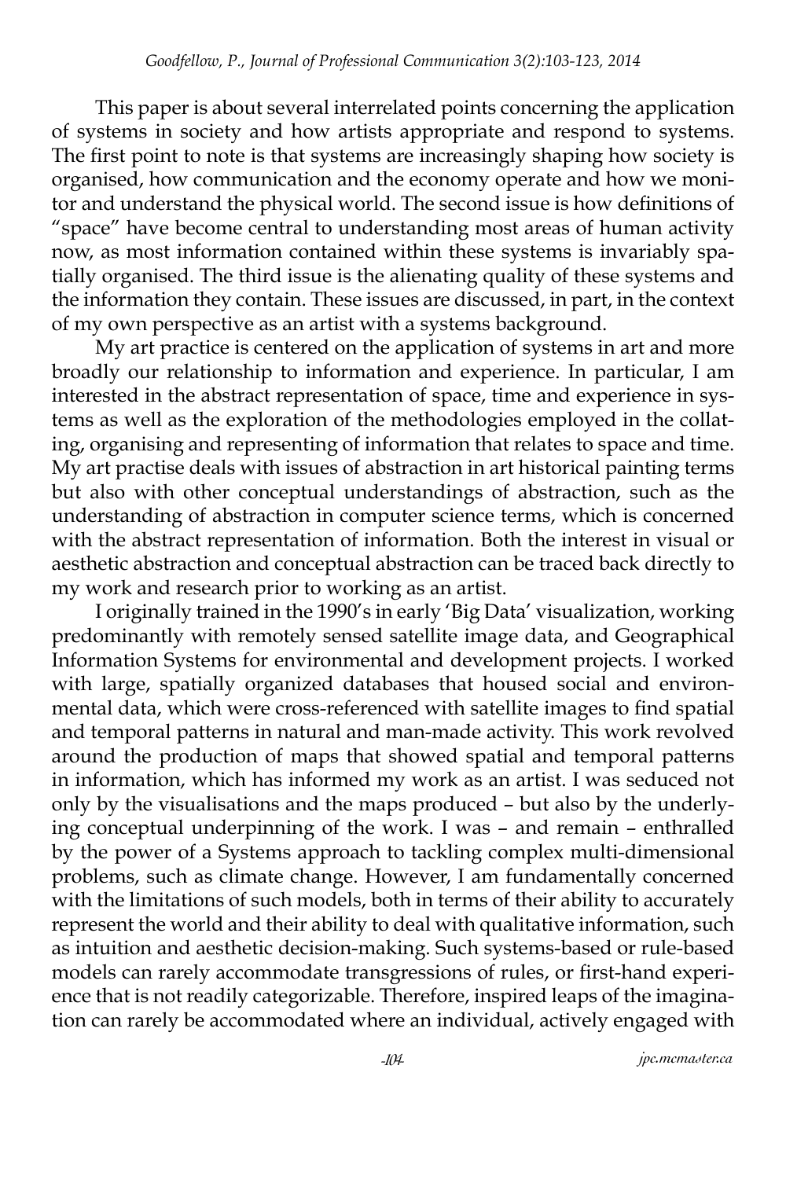This paper is about several interrelated points concerning the application of systems in society and how artists appropriate and respond to systems. The first point to note is that systems are increasingly shaping how society is organised, how communication and the economy operate and how we monitor and understand the physical world. The second issue is how definitions of "space" have become central to understanding most areas of human activity now, as most information contained within these systems is invariably spatially organised. The third issue is the alienating quality of these systems and the information they contain. These issues are discussed, in part, in the context of my own perspective as an artist with a systems background.

My art practice is centered on the application of systems in art and more broadly our relationship to information and experience. In particular, I am interested in the abstract representation of space, time and experience in systems as well as the exploration of the methodologies employed in the collating, organising and representing of information that relates to space and time. My art practise deals with issues of abstraction in art historical painting terms but also with other conceptual understandings of abstraction, such as the understanding of abstraction in computer science terms, which is concerned with the abstract representation of information. Both the interest in visual or aesthetic abstraction and conceptual abstraction can be traced back directly to my work and research prior to working as an artist.

I originally trained in the 1990's in early 'Big Data' visualization, working predominantly with remotely sensed satellite image data, and Geographical Information Systems for environmental and development projects. I worked with large, spatially organized databases that housed social and environmental data, which were cross-referenced with satellite images to find spatial and temporal patterns in natural and man-made activity. This work revolved around the production of maps that showed spatial and temporal patterns in information, which has informed my work as an artist. I was seduced not only by the visualisations and the maps produced – but also by the underlying conceptual underpinning of the work. I was – and remain – enthralled by the power of a Systems approach to tackling complex multi-dimensional problems, such as climate change. However, I am fundamentally concerned with the limitations of such models, both in terms of their ability to accurately represent the world and their ability to deal with qualitative information, such as intuition and aesthetic decision-making. Such systems-based or rule-based models can rarely accommodate transgressions of rules, or first-hand experience that is not readily categorizable. Therefore, inspired leaps of the imagination can rarely be accommodated where an individual, actively engaged with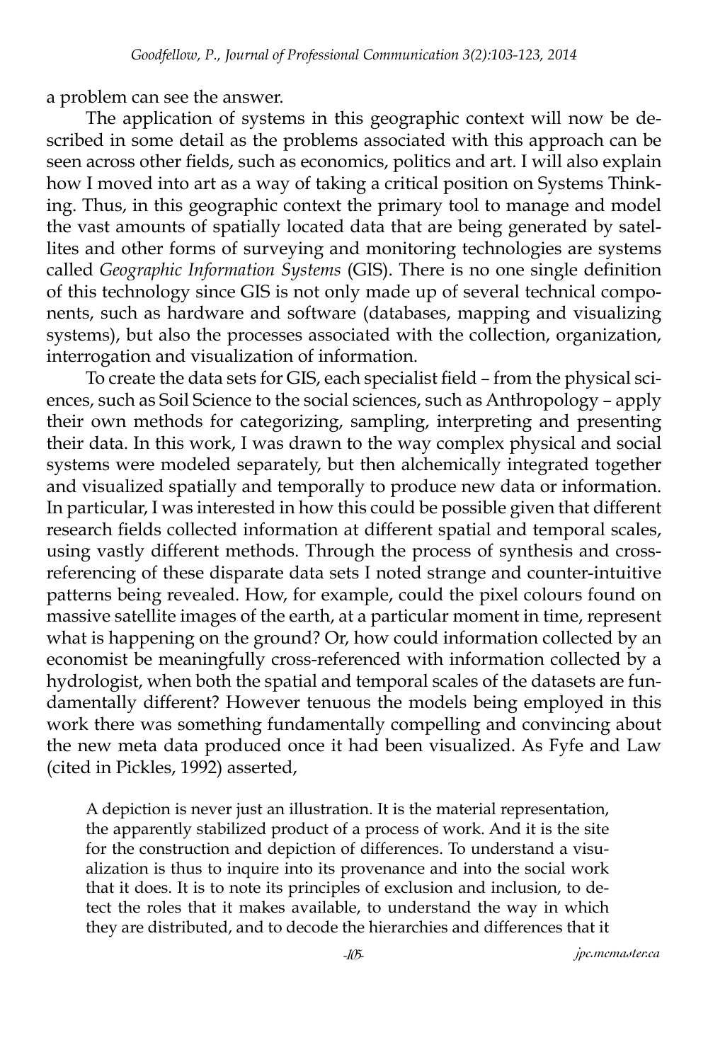a problem can see the answer.

The application of systems in this geographic context will now be described in some detail as the problems associated with this approach can be seen across other fields, such as economics, politics and art. I will also explain how I moved into art as a way of taking a critical position on Systems Thinking. Thus, in this geographic context the primary tool to manage and model the vast amounts of spatially located data that are being generated by satellites and other forms of surveying and monitoring technologies are systems called *Geographic Information Systems* (GIS). There is no one single definition of this technology since GIS is not only made up of several technical components, such as hardware and software (databases, mapping and visualizing systems), but also the processes associated with the collection, organization, interrogation and visualization of information.

To create the data sets for GIS, each specialist field – from the physical sciences, such as Soil Science to the social sciences, such as Anthropology – apply their own methods for categorizing, sampling, interpreting and presenting their data. In this work, I was drawn to the way complex physical and social systems were modeled separately, but then alchemically integrated together and visualized spatially and temporally to produce new data or information. In particular, I was interested in how this could be possible given that different research fields collected information at different spatial and temporal scales, using vastly different methods. Through the process of synthesis and cross-referencing of these disparate data sets I noted strange and counter-intuitive patterns being revealed. How, for example, could the pixel colours found on massive satellite images of the earth, at a particular moment in time, represent what is happening on the ground? Or, how could information collected by an economist be meaningfully cross-referenced with information collected by a hydrologist, when both the spatial and temporal scales of the datasets are fundamentally different? However tenuous the models being employed in this work there was something fundamentally compelling and convincing about the new meta data produced once it had been visualized. As Fyfe and Law (cited in Pickles, 1992) asserted,

> A depiction is never just an illustration. It is the material representation, the apparently stabilized product of a process of work. And it is the site for the construction and depiction of differences. To understand a visualization is thus to inquire into its provenance and into the social work that it does. It is to note its principles of exclusion and inclusion, to detect the roles that it makes available, to understand the way in which they are distributed, and to decode the hierarchies and differences that it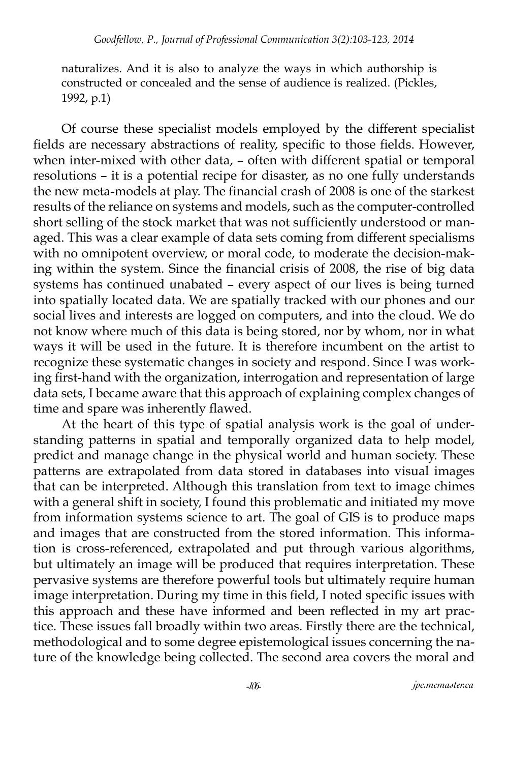naturalizes. And it is also to analyze the ways in which authorship is constructed or concealed and the sense of audience is realized. (Pickles, 1992, p.1)

Of course these specialist models employed by the different specialist fields are necessary abstractions of reality, specific to those fields. However, when inter-mixed with other data, – often with different spatial or temporal resolutions – it is a potential recipe for disaster, as no one fully understands the new meta-models at play. The financial crash of 2008 is one of the starkest results of the reliance on systems and models, such as the computer-controlled short selling of the stock market that was not sufficiently understood or managed. This was a clear example of data sets coming from different specialisms with no omnipotent overview, or moral code, to moderate the decision-making within the system. Since the financial crisis of 2008, the rise of big data systems has continued unabated – every aspect of our lives is being turned into spatially located data. We are spatially tracked with our phones and our social lives and interests are logged on computers, and into the cloud. We do not know where much of this data is being stored, nor by whom, nor in what ways it will be used in the future. It is therefore incumbent on the artist to recognize these systematic changes in society and respond. Since I was working first-hand with the organization, interrogation and representation of large data sets, I became aware that this approach of explaining complex changes of time and spare was inherently flawed.

At the heart of this type of spatial analysis work is the goal of understanding patterns in spatial and temporally organized data to help model, predict and manage change in the physical world and human society. These patterns are extrapolated from data stored in databases into visual images that can be interpreted. Although this translation from text to image chimes with a general shift in society, I found this problematic and initiated my move from information systems science to art. The goal of GIS is to produce maps and images that are constructed from the stored information. This information is cross-referenced, extrapolated and put through various algorithms, but ultimately an image will be produced that requires interpretation. These pervasive systems are therefore powerful tools but ultimately require human image interpretation. During my time in this field, I noted specific issues with this approach and these have informed and been reflected in my art practice. These issues fall broadly within two areas. Firstly there are the technical, methodological and to some degree epistemological issues concerning the nature of the knowledge being collected. The second area covers the moral and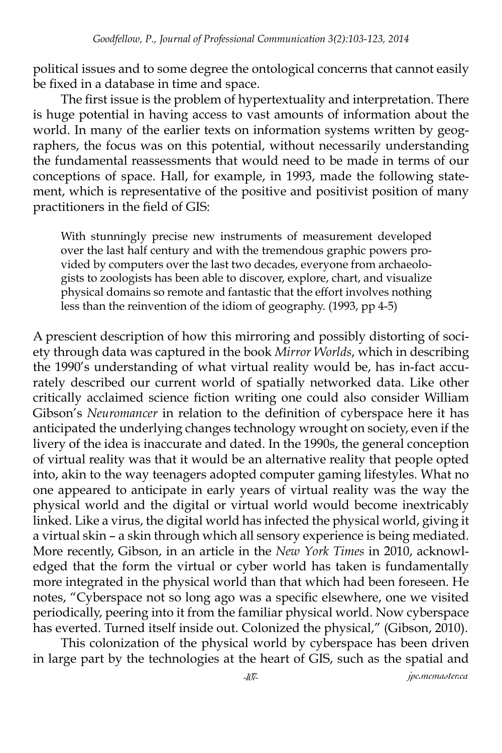political issues and to some degree the ontological concerns that cannot easily be fixed in a database in time and space.

The first issue is the problem of hypertextuality and interpretation. There is huge potential in having access to vast amounts of information about the world. In many of the earlier texts on information systems written by geographers, the focus was on this potential, without necessarily understanding the fundamental reassessments that would need to be made in terms of our conceptions of space. Hall, for example, in 1993, made the following statement, which is representative of the positive and positivist position of many practitioners in the field of GIS:

> With stunningly precise new instruments of measurement developed over the last half century and with the tremendous graphic powers provided by computers over the last two decades, everyone from archaeologists to zoologists has been able to discover, explore, chart, and visualize physical domains so remote and fantastic that the effort involves nothing less than the reinvention of the idiom of geography. (1993, pp 4-5)

A prescient description of how this mirroring and possibly distorting of society through data was captured in the book *Mirror Worlds*, which in describing the 1990's understanding of what virtual reality would be, has in-fact accurately described our current world of spatially networked data. Like other critically acclaimed science fiction writing one could also consider William Gibson's *Neuromancer* in relation to the definition of cyberspace here it has anticipated the underlying changes technology wrought on society, even if the livery of the idea is inaccurate and dated. In the 1990s, the general conception of virtual reality was that it would be an alternative reality that people opted into, akin to the way teenagers adopted computer gaming lifestyles. What no one appeared to anticipate in early years of virtual reality was the way the physical world and the digital or virtual world would become inextricably linked. Like a virus, the digital world has infected the physical world, giving it a virtual skin – a skin through which all sensory experience is being mediated. More recently, Gibson, in an article in the *New York Times* in 2010, acknowledged that the form the virtual or cyber world has taken is fundamentally more integrated in the physical world than that which had been foreseen. He notes, "Cyberspace not so long ago was a specific elsewhere, one we visited periodically, peering into it from the familiar physical world. Now cyberspace has everted. Turned itself inside out. Colonized the physical," (Gibson, 2010).

This colonization of the physical world by cyberspace has been driven in large part by the technologies at the heart of GIS, such as the spatial and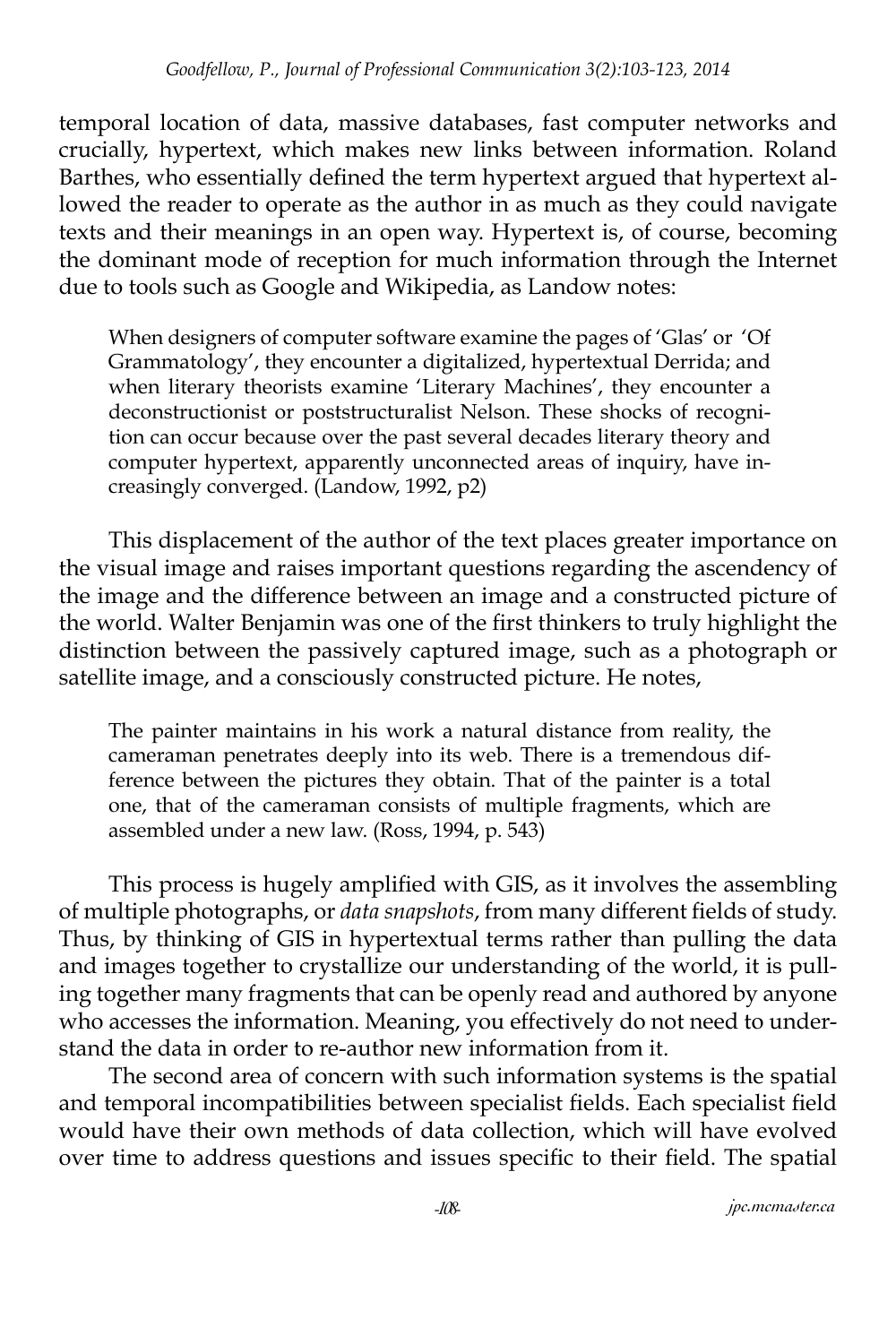temporal location of data, massive databases, fast computer networks and crucially, hypertext, which makes new links between information. Roland Barthes, who essentially defined the term hypertext argued that hypertext allowed the reader to operate as the author in as much as they could navigate texts and their meanings in an open way. Hypertext is, of course, becoming the dominant mode of reception for much information through the Internet due to tools such as Google and Wikipedia, as Landow notes:

> When designers of computer software examine the pages of 'Glas' or 'Of Grammatology', they encounter a digitalized, hypertextual Derrida; and when literary theorists examine 'Literary Machines', they encounter a deconstructionist or poststructuralist Nelson. These shocks of recognition can occur because over the past several decades literary theory and computer hypertext, apparently unconnected areas of inquiry, have increasingly converged. (Landow, 1992, p2)

This displacement of the author of the text places greater importance on the visual image and raises important questions regarding the ascendency of the image and the difference between an image and a constructed picture of the world. Walter Benjamin was one of the first thinkers to truly highlight the distinction between the passively captured image, such as a photograph or satellite image, and a consciously constructed picture. He notes,

> The painter maintains in his work a natural distance from reality, the cameraman penetrates deeply into its web. There is a tremendous difference between the pictures they obtain. That of the painter is a total one, that of the cameraman consists of multiple fragments, which are assembled under a new law. (Ross, 1994, p. 543)

This process is hugely amplified with GIS, as it involves the assembling of multiple photographs, or *data snapshots*, from many different fields of study. Thus, by thinking of GIS in hypertextual terms rather than pulling the data and images together to crystallize our understanding of the world, it is pulling together many fragments that can be openly read and authored by anyone who accesses the information. Meaning, you effectively do not need to understand the data in order to re-author new information from it.

The second area of concern with such information systems is the spatial and temporal incompatibilities between specialist fields. Each specialist field would have their own methods of data collection, which will have evolved over time to address questions and issues specific to their field. The spatial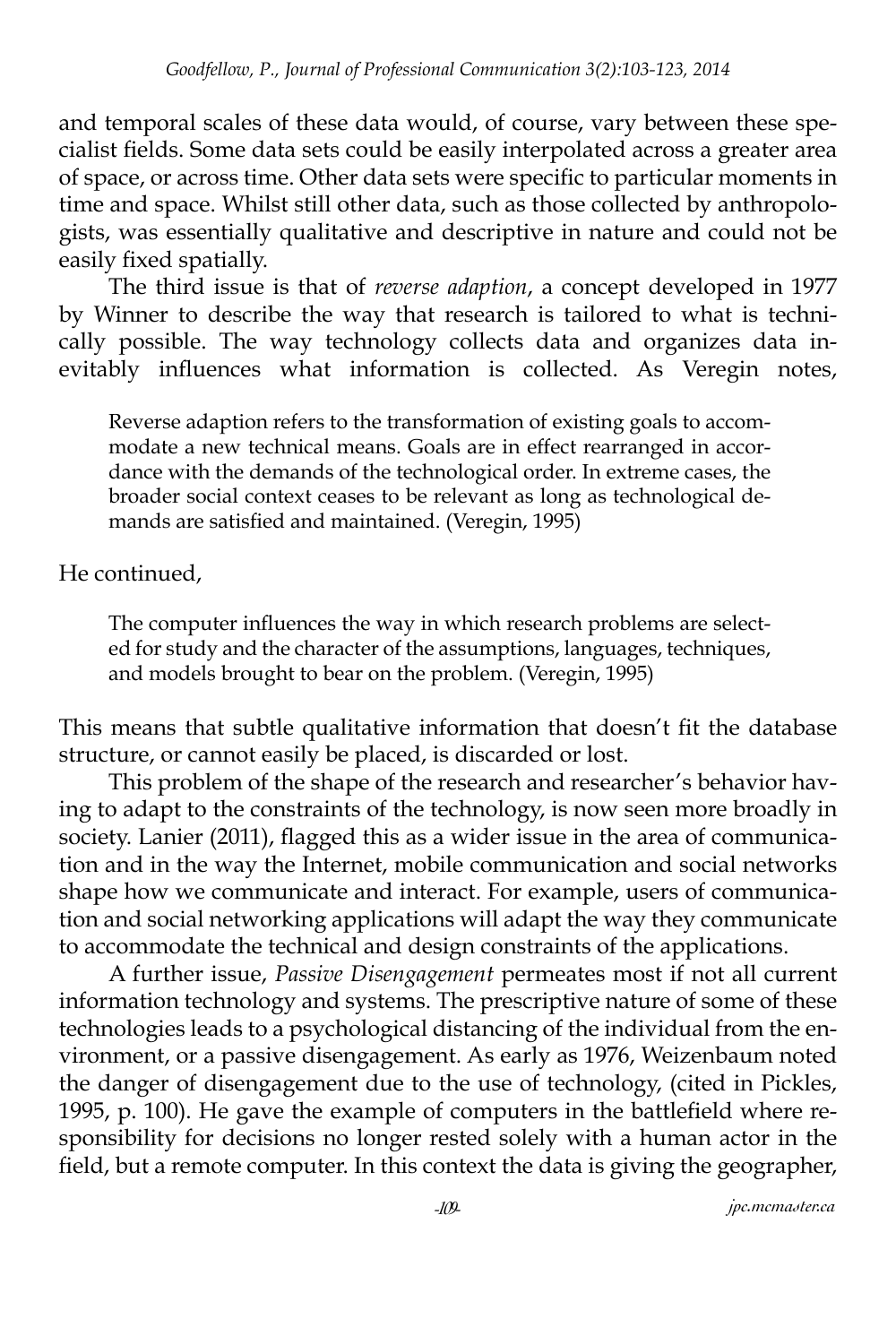and temporal scales of these data would, of course, vary between these specialist fields. Some data sets could be easily interpolated across a greater area of space, or across time. Other data sets were specific to particular moments in time and space. Whilst still other data, such as those collected by anthropologists, was essentially qualitative and descriptive in nature and could not be easily fixed spatially.

The third issue is that of *reverse adaption*, a concept developed in 1977 by Winner to describe the way that research is tailored to what is technically possible. The way technology collects data and organizes data inevitably influences what information is collected. As Veregin notes,

> Reverse adaption refers to the transformation of existing goals to accommodate a new technical means. Goals are in effect rearranged in accordance with the demands of the technological order. In extreme cases, the broader social context ceases to be relevant as long as technological demands are satisfied and maintained. (Veregin, 1995)

He continued,

> The computer influences the way in which research problems are selected for study and the character of the assumptions, languages, techniques, and models brought to bear on the problem. (Veregin, 1995)

This means that subtle qualitative information that doesn't fit the database structure, or cannot easily be placed, is discarded or lost.

This problem of the shape of the research and researcher's behavior having to adapt to the constraints of the technology, is now seen more broadly in society. Lanier (2011), flagged this as a wider issue in the area of communication and in the way the Internet, mobile communication and social networks shape how we communicate and interact. For example, users of communication and social networking applications will adapt the way they communicate to accommodate the technical and design constraints of the applications.

A further issue, *Passive Disengagement* permeates most if not all current information technology and systems. The prescriptive nature of some of these technologies leads to a psychological distancing of the individual from the environment, or a passive disengagement. As early as 1976, Weizenbaum noted the danger of disengagement due to the use of technology, (cited in Pickles, 1995, p. 100). He gave the example of computers in the battlefield where responsibility for decisions no longer rested solely with a human actor in the field, but a remote computer. In this context the data is giving the geographer,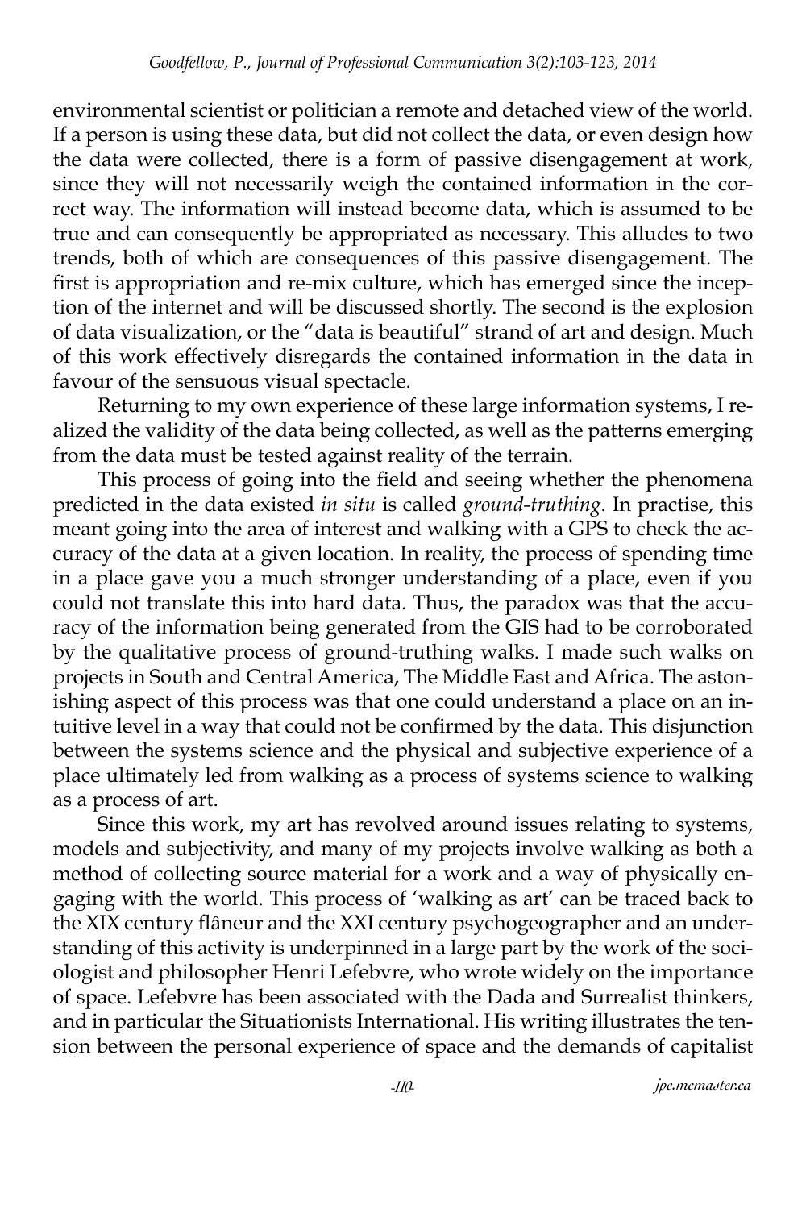environmental scientist or politician a remote and detached view of the world. If a person is using these data, but did not collect the data, or even design how the data were collected, there is a form of passive disengagement at work, since they will not necessarily weigh the contained information in the correct way. The information will instead become data, which is assumed to be true and can consequently be appropriated as necessary. This alludes to two trends, both of which are consequences of this passive disengagement. The first is appropriation and re-mix culture, which has emerged since the inception of the internet and will be discussed shortly. The second is the explosion of data visualization, or the "data is beautiful" strand of art and design. Much of this work effectively disregards the contained information in the data in favour of the sensuous visual spectacle.

Returning to my own experience of these large information systems, I realized the validity of the data being collected, as well as the patterns emerging from the data must be tested against reality of the terrain.

This process of going into the field and seeing whether the phenomena predicted in the data existed *in situ* is called *ground-truthing*. In practise, this meant going into the area of interest and walking with a GPS to check the accuracy of the data at a given location. In reality, the process of spending time in a place gave you a much stronger understanding of a place, even if you could not translate this into hard data. Thus, the paradox was that the accuracy of the information being generated from the GIS had to be corroborated by the qualitative process of ground-truthing walks. I made such walks on projects in South and Central America, The Middle East and Africa. The astonishing aspect of this process was that one could understand a place on an intuitive level in a way that could not be confirmed by the data. This disjunction between the systems science and the physical and subjective experience of a place ultimately led from walking as a process of systems science to walking as a process of art.

Since this work, my art has revolved around issues relating to systems, models and subjectivity, and many of my projects involve walking as both a method of collecting source material for a work and a way of physically engaging with the world. This process of 'walking as art' can be traced back to the XIX century flâneur and the XXI century psychogeographer and an understanding of this activity is underpinned in a large part by the work of the sociologist and philosopher Henri Lefebvre, who wrote widely on the importance of space. Lefebvre has been associated with the Dada and Surrealist thinkers, and in particular the Situationists International. His writing illustrates the tension between the personal experience of space and the demands of capitalist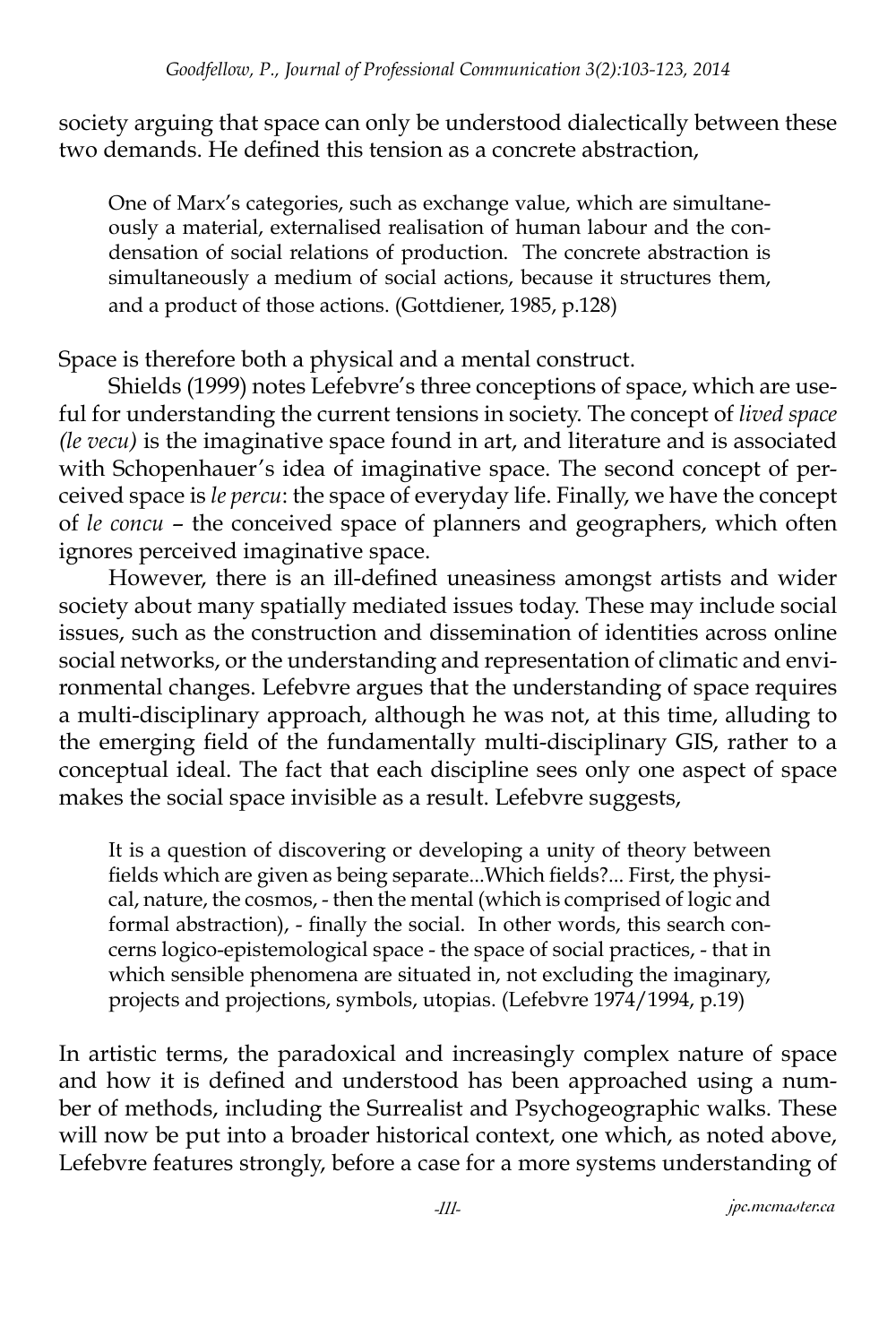society arguing that space can only be understood dialectically between these two demands. He defined this tension as a concrete abstraction,

> One of Marx's categories, such as exchange value, which are simultaneously a material, externalised realisation of human labour and the condensation of social relations of production. The concrete abstraction is simultaneously a medium of social actions, because it structures them, and a product of those actions. (Gottdiener, 1985, p.128)

Space is therefore both a physical and a mental construct.

Shields (1999) notes Lefebvre's three conceptions of space, which are useful for understanding the current tensions in society. The concept of *lived space (le vecu)* is the imaginative space found in art, and literature and is associated with Schopenhauer's idea of imaginative space. The second concept of perceived space is *le percu*: the space of everyday life. Finally, we have the concept of *le concu* – the conceived space of planners and geographers, which often ignores perceived imaginative space.

However, there is an ill-defined uneasiness amongst artists and wider society about many spatially mediated issues today. These may include social issues, such as the construction and dissemination of identities across online social networks, or the understanding and representation of climatic and environmental changes. Lefebvre argues that the understanding of space requires a multi-disciplinary approach, although he was not, at this time, alluding to the emerging field of the fundamentally multi-disciplinary GIS, rather to a conceptual ideal. The fact that each discipline sees only one aspect of space makes the social space invisible as a result. Lefebvre suggests,

> It is a question of discovering or developing a unity of theory between fields which are given as being separate...Which fields?... First, the physical, nature, the cosmos, - then the mental (which is comprised of logic and formal abstraction), - finally the social. In other words, this search concerns logico-epistemological space - the space of social practices, - that in which sensible phenomena are situated in, not excluding the imaginary, projects and projections, symbols, utopias. (Lefebvre 1974/1994, p.19)

In artistic terms, the paradoxical and increasingly complex nature of space and how it is defined and understood has been approached using a number of methods, including the Surrealist and Psychogeographic walks. These will now be put into a broader historical context, one which, as noted above, Lefebvre features strongly, before a case for a more systems understanding of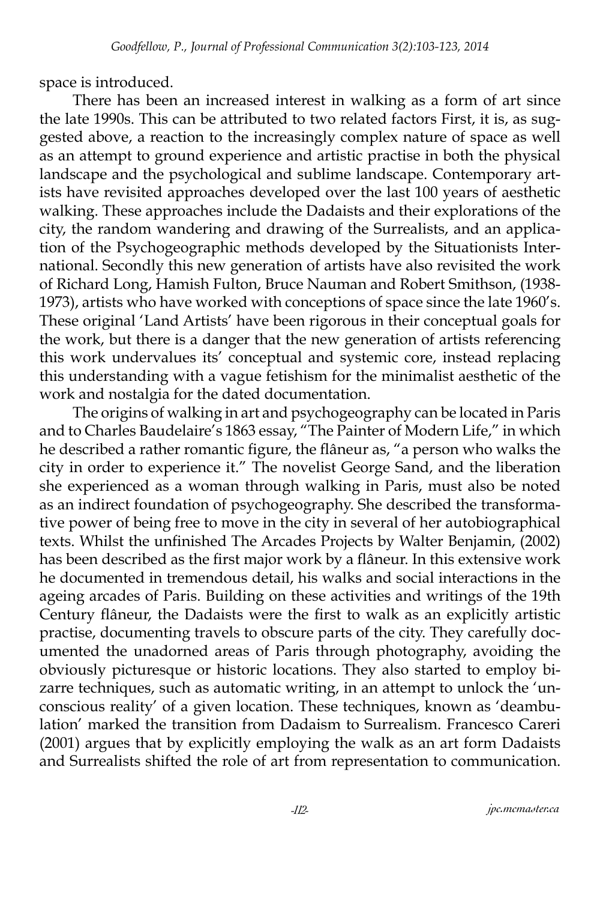space is introduced.

There has been an increased interest in walking as a form of art since the late 1990s. This can be attributed to two related factors First, it is, as suggested above, a reaction to the increasingly complex nature of space as well as an attempt to ground experience and artistic practise in both the physical landscape and the psychological and sublime landscape. Contemporary artists have revisited approaches developed over the last 100 years of aesthetic walking. These approaches include the Dadaists and their explorations of the city, the random wandering and drawing of the Surrealists, and an application of the Psychogeographic methods developed by the Situationists International. Secondly this new generation of artists have also revisited the work of Richard Long, Hamish Fulton, Bruce Nauman and Robert Smithson, (1938-1973), artists who have worked with conceptions of space since the late 1960's. These original 'Land Artists' have been rigorous in their conceptual goals for the work, but there is a danger that the new generation of artists referencing this work undervalues its' conceptual and systemic core, instead replacing this understanding with a vague fetishism for the minimalist aesthetic of the work and nostalgia for the dated documentation.

The origins of walking in art and psychogeography can be located in Paris and to Charles Baudelaire's 1863 essay, "The Painter of Modern Life," in which he described a rather romantic figure, the flâneur as, "a person who walks the city in order to experience it." The novelist George Sand, and the liberation she experienced as a woman through walking in Paris, must also be noted as an indirect foundation of psychogeography. She described the transformative power of being free to move in the city in several of her autobiographical texts. Whilst the unfinished The Arcades Projects by Walter Benjamin, (2002) has been described as the first major work by a flâneur. In this extensive work he documented in tremendous detail, his walks and social interactions in the ageing arcades of Paris. Building on these activities and writings of the 19th Century flâneur, the Dadaists were the first to walk as an explicitly artistic practise, documenting travels to obscure parts of the city. They carefully documented the unadorned areas of Paris through photography, avoiding the obviously picturesque or historic locations. They also started to employ bizarre techniques, such as automatic writing, in an attempt to unlock the 'unconscious reality' of a given location. These techniques, known as 'deambulation' marked the transition from Dadaism to Surrealism. Francesco Careri (2001) argues that by explicitly employing the walk as an art form Dadaists and Surrealists shifted the role of art from representation to communication.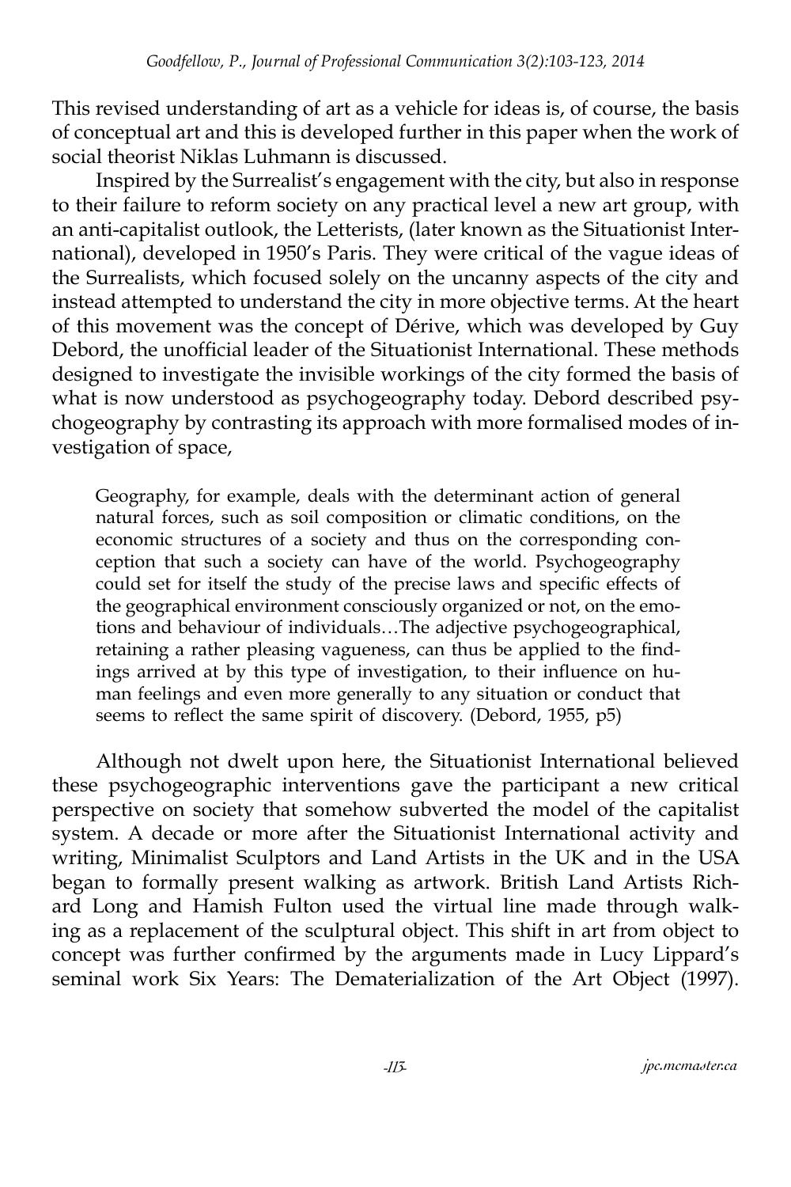This revised understanding of art as a vehicle for ideas is, of course, the basis of conceptual art and this is developed further in this paper when the work of social theorist Niklas Luhmann is discussed.

Inspired by the Surrealist's engagement with the city, but also in response to their failure to reform society on any practical level a new art group, with an anti-capitalist outlook, the Letterists, (later known as the Situationist International), developed in 1950's Paris. They were critical of the vague ideas of the Surrealists, which focused solely on the uncanny aspects of the city and instead attempted to understand the city in more objective terms. At the heart of this movement was the concept of Dérive, which was developed by Guy Debord, the unofficial leader of the Situationist International. These methods designed to investigate the invisible workings of the city formed the basis of what is now understood as psychogeography today. Debord described psychogeography by contrasting its approach with more formalised modes of investigation of space,

> Geography, for example, deals with the determinant action of general natural forces, such as soil composition or climatic conditions, on the economic structures of a society and thus on the corresponding conception that such a society can have of the world. Psychogeography could set for itself the study of the precise laws and specific effects of the geographical environment consciously organized or not, on the emotions and behaviour of individuals…The adjective psychogeographical, retaining a rather pleasing vagueness, can thus be applied to the findings arrived at by this type of investigation, to their influence on human feelings and even more generally to any situation or conduct that seems to reflect the same spirit of discovery. (Debord, 1955, p5)

Although not dwelt upon here, the Situationist International believed these psychogeographic interventions gave the participant a new critical perspective on society that somehow subverted the model of the capitalist system. A decade or more after the Situationist International activity and writing, Minimalist Sculptors and Land Artists in the UK and in the USA began to formally present walking as artwork. British Land Artists Richard Long and Hamish Fulton used the virtual line made through walking as a replacement of the sculptural object. This shift in art from object to concept was further confirmed by the arguments made in Lucy Lippard's seminal work Six Years: The Dematerialization of the Art Object (1997).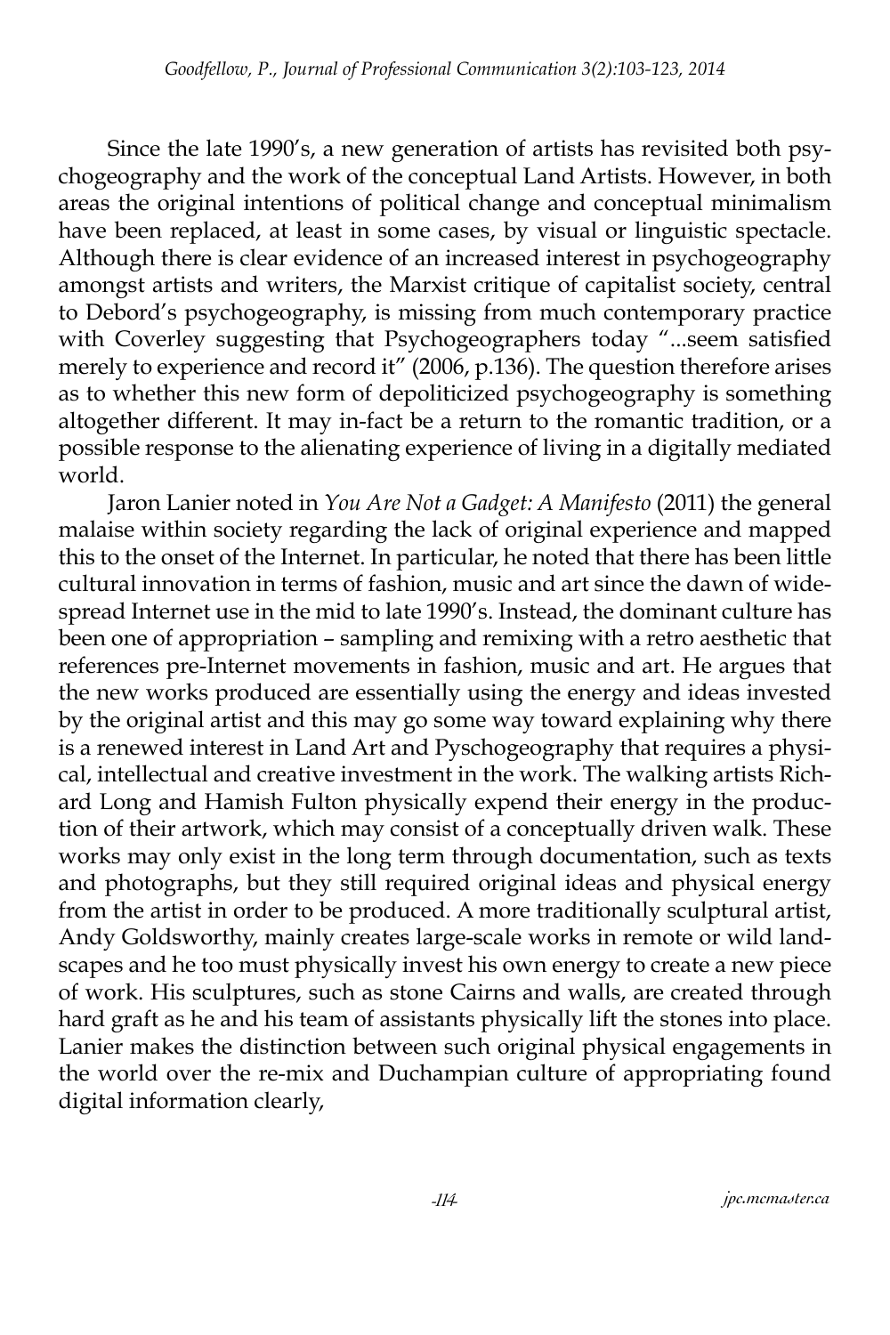Since the late 1990's, a new generation of artists has revisited both psychogeography and the work of the conceptual Land Artists. However, in both areas the original intentions of political change and conceptual minimalism have been replaced, at least in some cases, by visual or linguistic spectacle. Although there is clear evidence of an increased interest in psychogeography amongst artists and writers, the Marxist critique of capitalist society, central to Debord's psychogeography, is missing from much contemporary practice with Coverley suggesting that Psychogeographers today "...seem satisfied merely to experience and record it" (2006, p.136). The question therefore arises as to whether this new form of depoliticized psychogeography is something altogether different. It may in-fact be a return to the romantic tradition, or a possible response to the alienating experience of living in a digitally mediated world.

Jaron Lanier noted in *You Are Not a Gadget: A Manifesto* (2011) the general malaise within society regarding the lack of original experience and mapped this to the onset of the Internet. In particular, he noted that there has been little cultural innovation in terms of fashion, music and art since the dawn of widespread Internet use in the mid to late 1990's. Instead, the dominant culture has been one of appropriation – sampling and remixing with a retro aesthetic that references pre-Internet movements in fashion, music and art. He argues that the new works produced are essentially using the energy and ideas invested by the original artist and this may go some way toward explaining why there is a renewed interest in Land Art and Pyschogeography that requires a physical, intellectual and creative investment in the work. The walking artists Richard Long and Hamish Fulton physically expend their energy in the production of their artwork, which may consist of a conceptually driven walk. These works may only exist in the long term through documentation, such as texts and photographs, but they still required original ideas and physical energy from the artist in order to be produced. A more traditionally sculptural artist, Andy Goldsworthy, mainly creates large-scale works in remote or wild landscapes and he too must physically invest his own energy to create a new piece of work. His sculptures, such as stone Cairns and walls, are created through hard graft as he and his team of assistants physically lift the stones into place. Lanier makes the distinction between such original physical engagements in the world over the re-mix and Duchampian culture of appropriating found digital information clearly,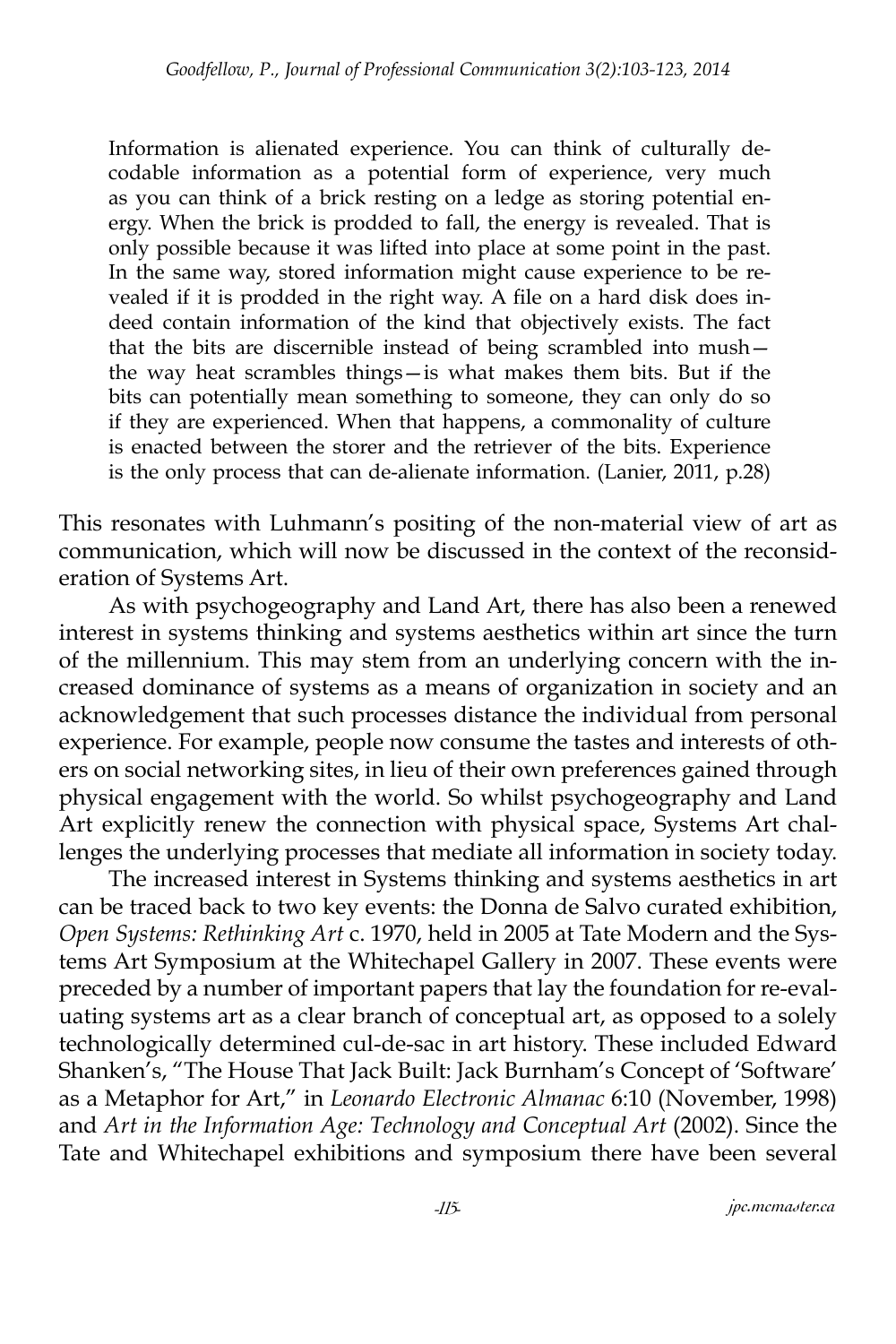> Information is alienated experience. You can think of culturally decodable information as a potential form of experience, very much as you can think of a brick resting on a ledge as storing potential energy. When the brick is prodded to fall, the energy is revealed. That is only possible because it was lifted into place at some point in the past. In the same way, stored information might cause experience to be revealed if it is prodded in the right way. A file on a hard disk does indeed contain information of the kind that objectively exists. The fact that the bits are discernible instead of being scrambled into mush—the way heat scrambles things—is what makes them bits. But if the bits can potentially mean something to someone, they can only do so if they are experienced. When that happens, a commonality of culture is enacted between the storer and the retriever of the bits. Experience is the only process that can de-alienate information. (Lanier, 2011, p.28)

This resonates with Luhmann's positing of the non-material view of art as communication, which will now be discussed in the context of the reconsideration of Systems Art.

As with psychogeography and Land Art, there has also been a renewed interest in systems thinking and systems aesthetics within art since the turn of the millennium. This may stem from an underlying concern with the increased dominance of systems as a means of organization in society and an acknowledgement that such processes distance the individual from personal experience. For example, people now consume the tastes and interests of others on social networking sites, in lieu of their own preferences gained through physical engagement with the world. So whilst psychogeography and Land Art explicitly renew the connection with physical space, Systems Art challenges the underlying processes that mediate all information in society today.

The increased interest in Systems thinking and systems aesthetics in art can be traced back to two key events: the Donna de Salvo curated exhibition, *Open Systems: Rethinking Art* c. 1970, held in 2005 at Tate Modern and the Systems Art Symposium at the Whitechapel Gallery in 2007. These events were preceded by a number of important papers that lay the foundation for re-evaluating systems art as a clear branch of conceptual art, as opposed to a solely technologically determined cul-de-sac in art history. These included Edward Shanken's, "The House That Jack Built: Jack Burnham's Concept of 'Software' as a Metaphor for Art," in *Leonardo Electronic Almanac* 6:10 (November, 1998) and *Art in the Information Age: Technology and Conceptual Art* (2002). Since the Tate and Whitechapel exhibitions and symposium there have been several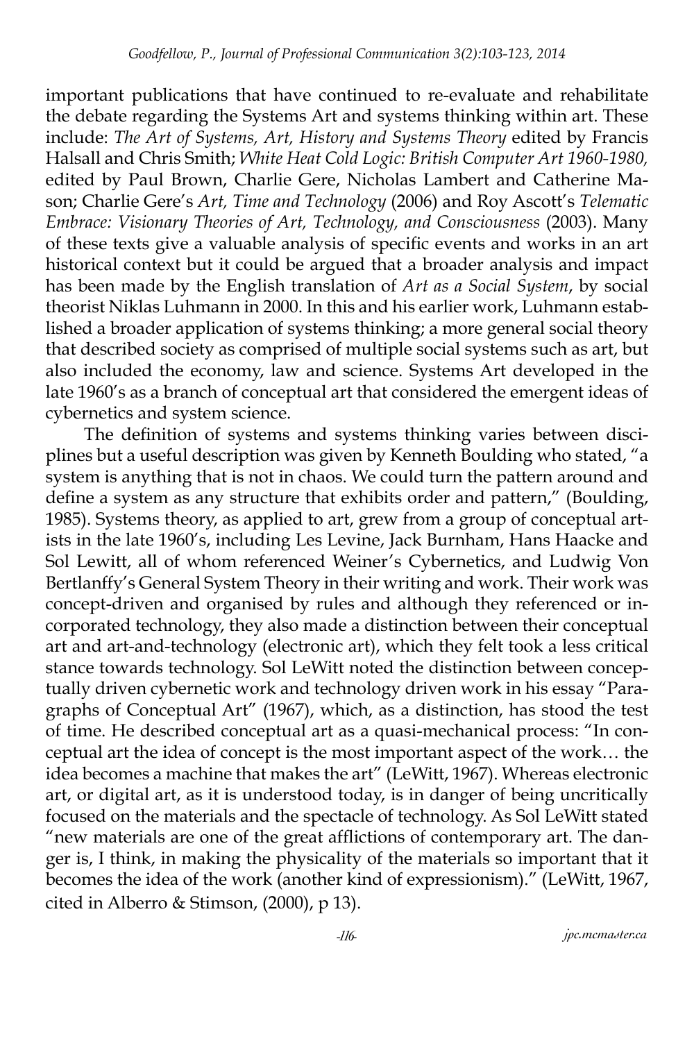important publications that have continued to re-evaluate and rehabilitate the debate regarding the Systems Art and systems thinking within art. These include: *The Art of Systems, Art, History and Systems Theory* edited by Francis Halsall and Chris Smith; *White Heat Cold Logic: British Computer Art 1960-1980,* edited by Paul Brown, Charlie Gere, Nicholas Lambert and Catherine Mason; Charlie Gere's *Art, Time and Technology* (2006) and Roy Ascott's *Telematic Embrace: Visionary Theories of Art, Technology, and Consciousness* (2003). Many of these texts give a valuable analysis of specific events and works in an art historical context but it could be argued that a broader analysis and impact has been made by the English translation of *Art as a Social System*, by social theorist Niklas Luhmann in 2000. In this and his earlier work, Luhmann established a broader application of systems thinking; a more general social theory that described society as comprised of multiple social systems such as art, but also included the economy, law and science. Systems Art developed in the late 1960's as a branch of conceptual art that considered the emergent ideas of cybernetics and system science.

The definition of systems and systems thinking varies between disciplines but a useful description was given by Kenneth Boulding who stated, "a system is anything that is not in chaos. We could turn the pattern around and define a system as any structure that exhibits order and pattern," (Boulding, 1985). Systems theory, as applied to art, grew from a group of conceptual artists in the late 1960's, including Les Levine, Jack Burnham, Hans Haacke and Sol Lewitt, all of whom referenced Weiner's Cybernetics, and Ludwig Von Bertlanffy's General System Theory in their writing and work. Their work was concept-driven and organised by rules and although they referenced or incorporated technology, they also made a distinction between their conceptual art and art-and-technology (electronic art), which they felt took a less critical stance towards technology. Sol LeWitt noted the distinction between conceptually driven cybernetic work and technology driven work in his essay "Paragraphs of Conceptual Art" (1967), which, as a distinction, has stood the test of time. He described conceptual art as a quasi-mechanical process: "In conceptual art the idea of concept is the most important aspect of the work… the idea becomes a machine that makes the art" (LeWitt, 1967). Whereas electronic art, or digital art, as it is understood today, is in danger of being uncritically focused on the materials and the spectacle of technology. As Sol LeWitt stated "new materials are one of the great afflictions of contemporary art. The danger is, I think, in making the physicality of the materials so important that it becomes the idea of the work (another kind of expressionism)." (LeWitt, 1967, cited in Alberro & Stimson, (2000), p 13).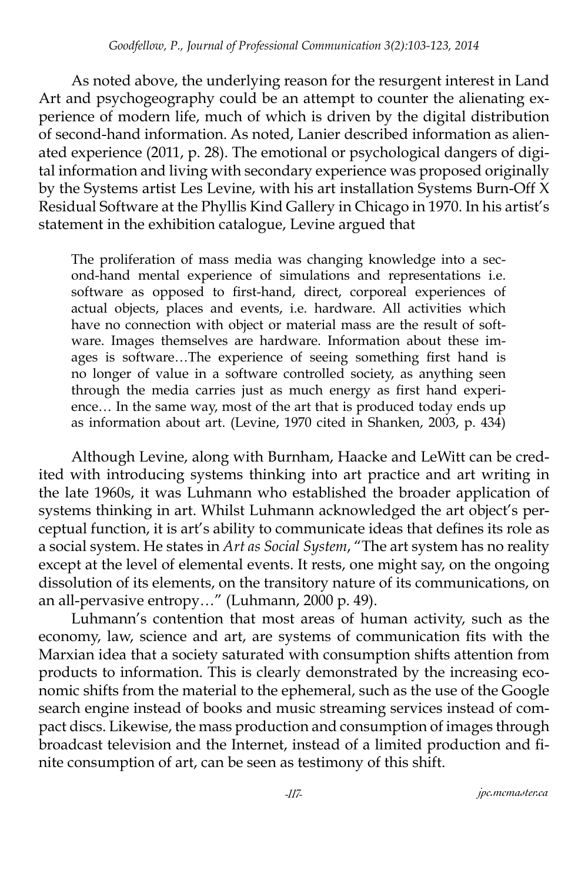As noted above, the underlying reason for the resurgent interest in Land Art and psychogeography could be an attempt to counter the alienating experience of modern life, much of which is driven by the digital distribution of second-hand information. As noted, Lanier described information as alienated experience (2011, p. 28). The emotional or psychological dangers of digital information and living with secondary experience was proposed originally by the Systems artist Les Levine, with his art installation Systems Burn-Off X Residual Software at the Phyllis Kind Gallery in Chicago in 1970. In his artist's statement in the exhibition catalogue, Levine argued that

> The proliferation of mass media was changing knowledge into a second-hand mental experience of simulations and representations i.e. software as opposed to first-hand, direct, corporeal experiences of actual objects, places and events, i.e. hardware. All activities which have no connection with object or material mass are the result of software. Images themselves are hardware. Information about these images is software…The experience of seeing something first hand is no longer of value in a software controlled society, as anything seen through the media carries just as much energy as first hand experience… In the same way, most of the art that is produced today ends up as information about art. (Levine, 1970 cited in Shanken, 2003, p. 434)

Although Levine, along with Burnham, Haacke and LeWitt can be credited with introducing systems thinking into art practice and art writing in the late 1960s, it was Luhmann who established the broader application of systems thinking in art. Whilst Luhmann acknowledged the art object's perceptual function, it is art's ability to communicate ideas that defines its role as a social system. He states in *Art as Social System*, "The art system has no reality except at the level of elemental events. It rests, one might say, on the ongoing dissolution of its elements, on the transitory nature of its communications, on an all-pervasive entropy…" (Luhmann, 2000 p. 49).

Luhmann's contention that most areas of human activity, such as the economy, law, science and art, are systems of communication fits with the Marxian idea that a society saturated with consumption shifts attention from products to information. This is clearly demonstrated by the increasing economic shifts from the material to the ephemeral, such as the use of the Google search engine instead of books and music streaming services instead of compact discs. Likewise, the mass production and consumption of images through broadcast television and the Internet, instead of a limited production and finite consumption of art, can be seen as testimony of this shift.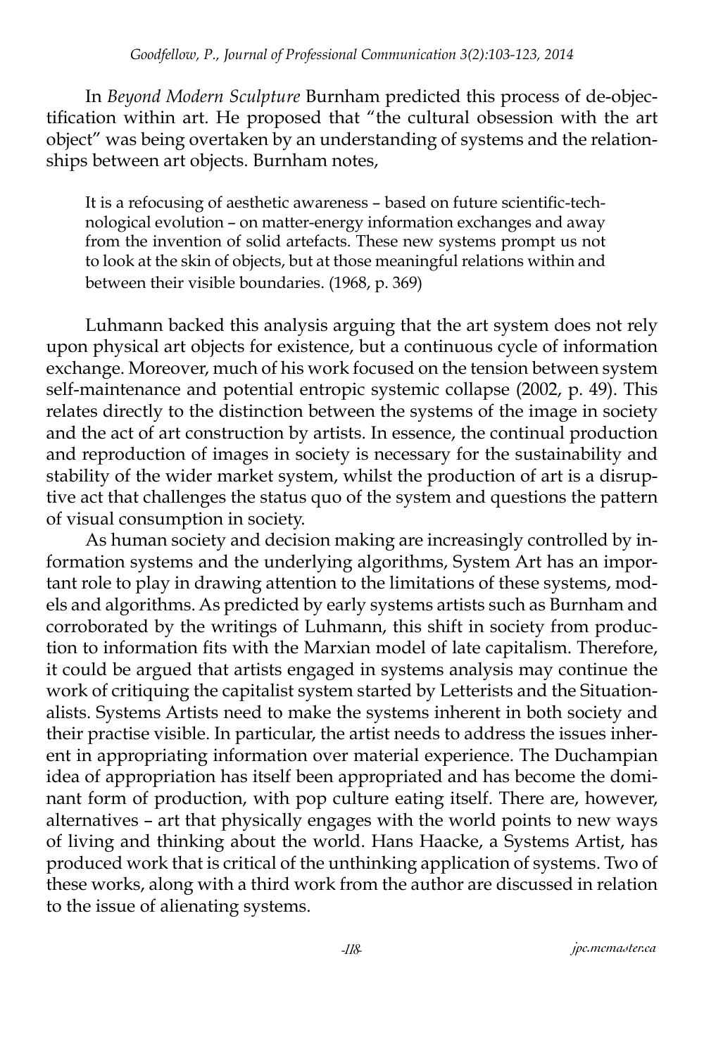In *Beyond Modern Sculpture* Burnham predicted this process of de-objectification within art. He proposed that "the cultural obsession with the art object" was being overtaken by an understanding of systems and the relationships between art objects. Burnham notes,

> It is a refocusing of aesthetic awareness – based on future scientific-technological evolution – on matter-energy information exchanges and away from the invention of solid artefacts. These new systems prompt us not to look at the skin of objects, but at those meaningful relations within and between their visible boundaries. (1968, p. 369)

Luhmann backed this analysis arguing that the art system does not rely upon physical art objects for existence, but a continuous cycle of information exchange. Moreover, much of his work focused on the tension between system self-maintenance and potential entropic systemic collapse (2002, p. 49). This relates directly to the distinction between the systems of the image in society and the act of art construction by artists. In essence, the continual production and reproduction of images in society is necessary for the sustainability and stability of the wider market system, whilst the production of art is a disruptive act that challenges the status quo of the system and questions the pattern of visual consumption in society.

As human society and decision making are increasingly controlled by information systems and the underlying algorithms, System Art has an important role to play in drawing attention to the limitations of these systems, models and algorithms. As predicted by early systems artists such as Burnham and corroborated by the writings of Luhmann, this shift in society from production to information fits with the Marxian model of late capitalism. Therefore, it could be argued that artists engaged in systems analysis may continue the work of critiquing the capitalist system started by Letterists and the Situationalists. Systems Artists need to make the systems inherent in both society and their practise visible. In particular, the artist needs to address the issues inherent in appropriating information over material experience. The Duchampian idea of appropriation has itself been appropriated and has become the dominant form of production, with pop culture eating itself. There are, however, alternatives – art that physically engages with the world points to new ways of living and thinking about the world. Hans Haacke, a Systems Artist, has produced work that is critical of the unthinking application of systems. Two of these works, along with a third work from the author are discussed in relation to the issue of alienating systems.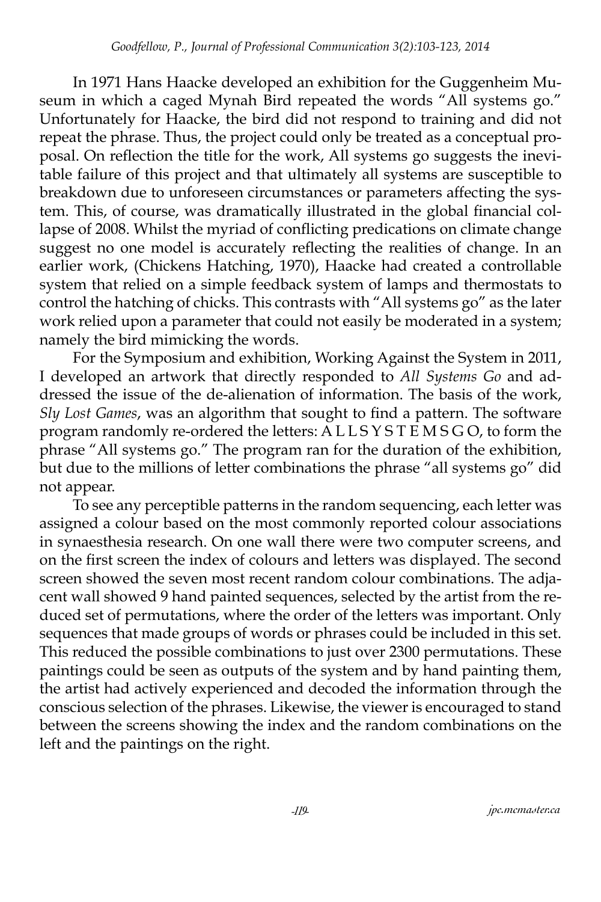In 1971 Hans Haacke developed an exhibition for the Guggenheim Museum in which a caged Mynah Bird repeated the words "All systems go." Unfortunately for Haacke, the bird did not respond to training and did not repeat the phrase. Thus, the project could only be treated as a conceptual proposal. On reflection the title for the work, All systems go suggests the inevitable failure of this project and that ultimately all systems are susceptible to breakdown due to unforeseen circumstances or parameters affecting the system. This, of course, was dramatically illustrated in the global financial collapse of 2008. Whilst the myriad of conflicting predications on climate change suggest no one model is accurately reflecting the realities of change. In an earlier work, (Chickens Hatching, 1970), Haacke had created a controllable system that relied on a simple feedback system of lamps and thermostats to control the hatching of chicks. This contrasts with "All systems go" as the later work relied upon a parameter that could not easily be moderated in a system; namely the bird mimicking the words.

For the Symposium and exhibition, Working Against the System in 2011, I developed an artwork that directly responded to *All Systems Go* and addressed the issue of the de-alienation of information. The basis of the work, *Sly Lost Games*, was an algorithm that sought to find a pattern. The software program randomly re-ordered the letters: A L L S Y S T E M S G O, to form the phrase "All systems go." The program ran for the duration of the exhibition, but due to the millions of letter combinations the phrase "all systems go" did not appear.

To see any perceptible patterns in the random sequencing, each letter was assigned a colour based on the most commonly reported colour associations in synaesthesia research. On one wall there were two computer screens, and on the first screen the index of colours and letters was displayed. The second screen showed the seven most recent random colour combinations. The adjacent wall showed 9 hand painted sequences, selected by the artist from the reduced set of permutations, where the order of the letters was important. Only sequences that made groups of words or phrases could be included in this set. This reduced the possible combinations to just over 2300 permutations. These paintings could be seen as outputs of the system and by hand painting them, the artist had actively experienced and decoded the information through the conscious selection of the phrases. Likewise, the viewer is encouraged to stand between the screens showing the index and the random combinations on the left and the paintings on the right.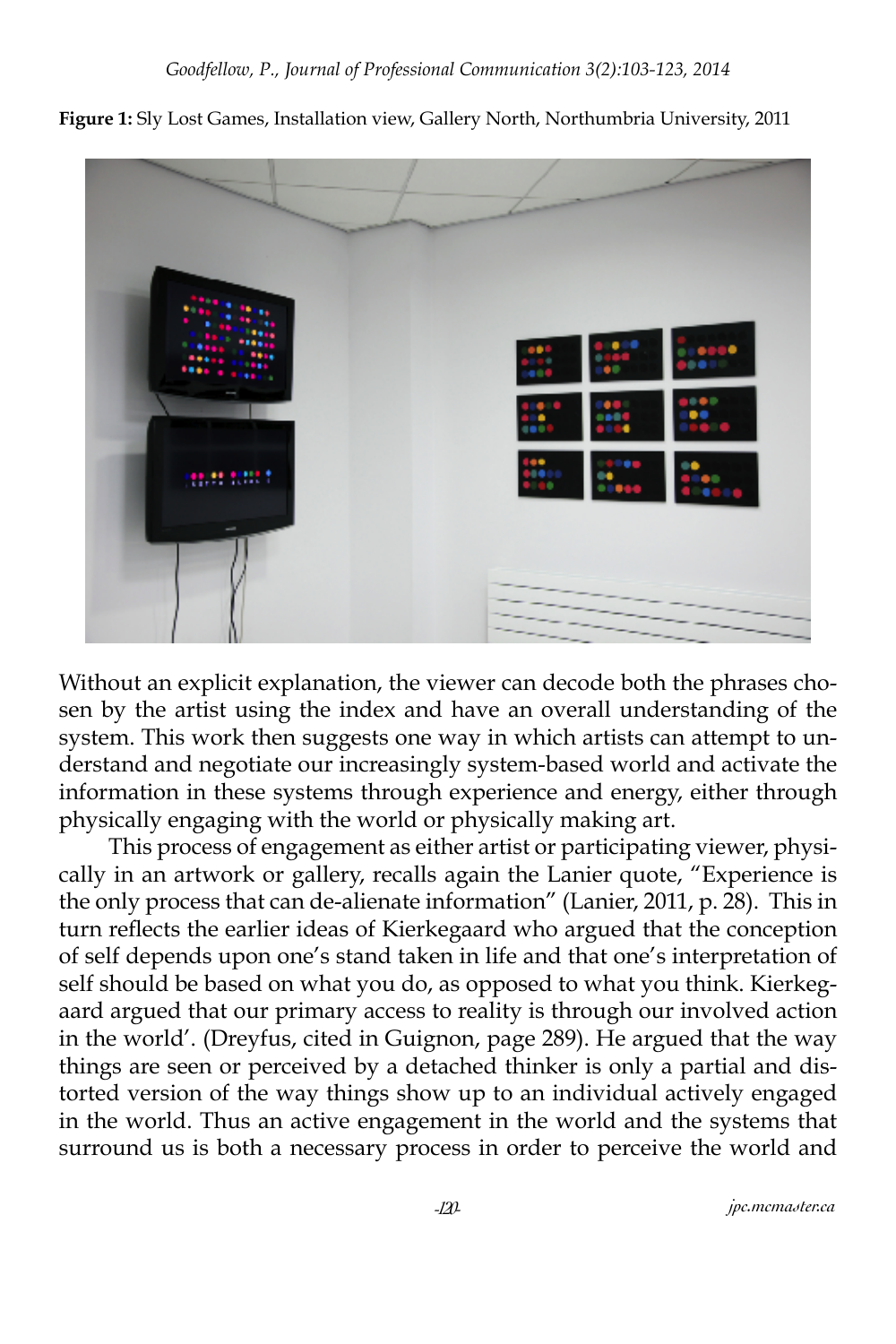**Figure 1:** Sly Lost Games, Installation view, Gallery North, Northumbria University, 2011

Without an explicit explanation, the viewer can decode both the phrases chosen by the artist using the index and have an overall understanding of the system. This work then suggests one way in which artists can attempt to understand and negotiate our increasingly system-based world and activate the information in these systems through experience and energy, either through physically engaging with the world or physically making art.

This process of engagement as either artist or participating viewer, physically in an artwork or gallery, recalls again the Lanier quote, "Experience is the only process that can de-alienate information" (Lanier, 2011, p. 28). This in turn reflects the earlier ideas of Kierkegaard who argued that the conception of self depends upon one's stand taken in life and that one's interpretation of self should be based on what you do, as opposed to what you think. Kierkegaard argued that our primary access to reality is through our involved action in the world'. (Dreyfus, cited in Guignon, page 289). He argued that the way things are seen or perceived by a detached thinker is only a partial and distorted version of the way things show up to an individual actively engaged in the world. Thus an active engagement in the world and the systems that surround us is both a necessary process in order to perceive the world and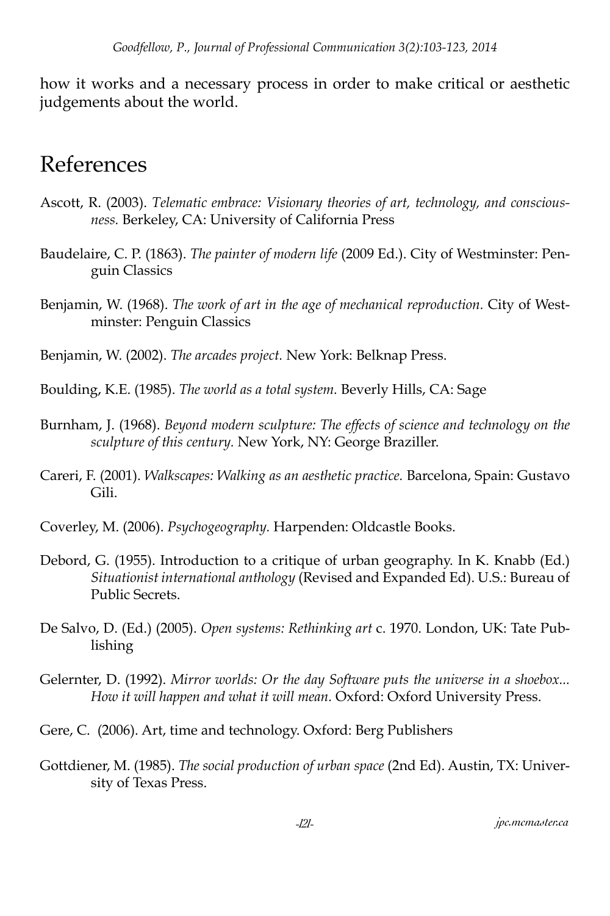how it works and a necessary process in order to make critical or aesthetic judgements about the world.

## References

Ascott, R. (2003). *Telematic embrace: Visionary theories of art, technology, and consciousness.* Berkeley, CA: University of California Press

Baudelaire, C. P. (1863). *The painter of modern life* (2009 Ed.). City of Westminster: Penguin Classics

Benjamin, W. (1968). *The work of art in the age of mechanical reproduction.* City of Westminster: Penguin Classics

Benjamin, W. (2002). *The arcades project.* New York: Belknap Press.

Boulding, K.E. (1985). *The world as a total system.* Beverly Hills, CA: Sage

Burnham, J. (1968). *Beyond modern sculpture: The effects of science and technology on the sculpture of this century.* New York, NY: George Braziller.

Careri, F. (2001). *Walkscapes: Walking as an aesthetic practice.* Barcelona, Spain: Gustavo Gili.

Coverley, M. (2006). *Psychogeography.* Harpenden: Oldcastle Books.

Debord, G. (1955). Introduction to a critique of urban geography. In K. Knabb (Ed.) *Situationist international anthology* (Revised and Expanded Ed). U.S.: Bureau of Public Secrets.

De Salvo, D. (Ed.) (2005). *Open systems: Rethinking art* c. 1970. London, UK: Tate Publishing

Gelernter, D. (1992). *Mirror worlds: Or the day Software puts the universe in a shoebox... How it will happen and what it will mean.* Oxford: Oxford University Press.

Gere, C. (2006). Art, time and technology. Oxford: Berg Publishers

Gottdiener, M. (1985). *The social production of urban space* (2nd Ed). Austin, TX: University of Texas Press.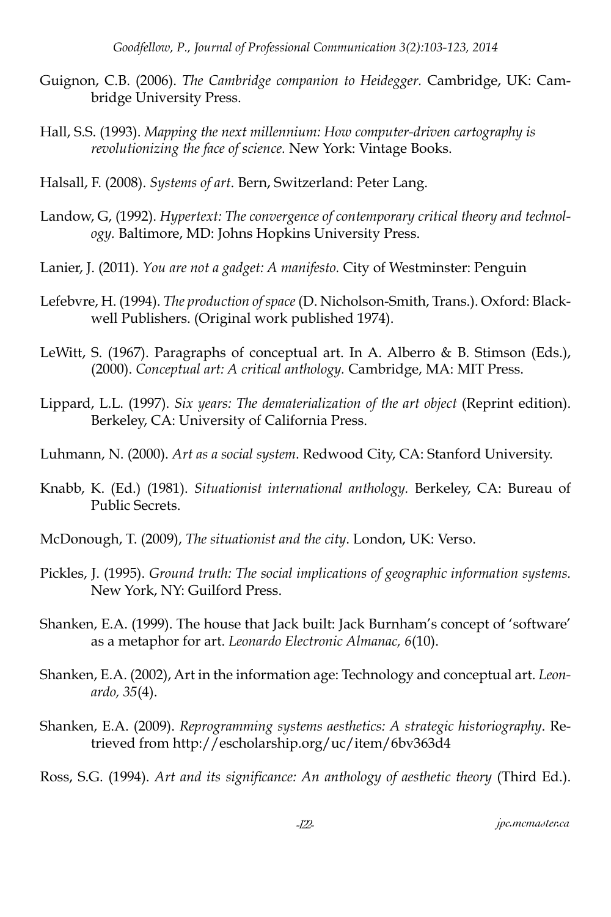Guignon, C.B. (2006). *The Cambridge companion to Heidegger.* Cambridge, UK: Cambridge University Press.

Hall, S.S. (1993). *Mapping the next millennium: How computer-driven cartography is revolutionizing the face of science.* New York: Vintage Books.

Halsall, F. (2008). *Systems of art*. Bern, Switzerland: Peter Lang.

Landow, G, (1992). *Hypertext: The convergence of contemporary critical theory and technology.* Baltimore, MD: Johns Hopkins University Press.

Lanier, J. (2011). *You are not a gadget: A manifesto.* City of Westminster: Penguin

Lefebvre, H. (1994). *The production of space* (D. Nicholson-Smith, Trans.). Oxford: Blackwell Publishers. (Original work published 1974).

LeWitt, S. (1967). Paragraphs of conceptual art. In A. Alberro & B. Stimson (Eds.), (2000). *Conceptual art: A critical anthology.* Cambridge, MA: MIT Press.

Lippard, L.L. (1997). *Six years: The dematerialization of the art object* (Reprint edition). Berkeley, CA: University of California Press.

Luhmann, N. (2000). *Art as a social system*. Redwood City, CA: Stanford University.

Knabb, K. (Ed.) (1981). *Situationist international anthology.* Berkeley, CA: Bureau of Public Secrets.

McDonough, T. (2009), *The situationist and the city*. London, UK: Verso.

Pickles, J. (1995). *Ground truth: The social implications of geographic information systems.* New York, NY: Guilford Press.

Shanken, E.A. (1999). The house that Jack built: Jack Burnham's concept of 'software' as a metaphor for art. *Leonardo Electronic Almanac, 6*(10).

Shanken, E.A. (2002), Art in the information age: Technology and conceptual art. *Leonardo, 35*(4).

Shanken, E.A. (2009). *Reprogramming systems aesthetics: A strategic historiography*. Retrieved from http://escholarship.org/uc/item/6bv363d4

Ross, S.G. (1994). *Art and its significance: An anthology of aesthetic theory* (Third Ed.).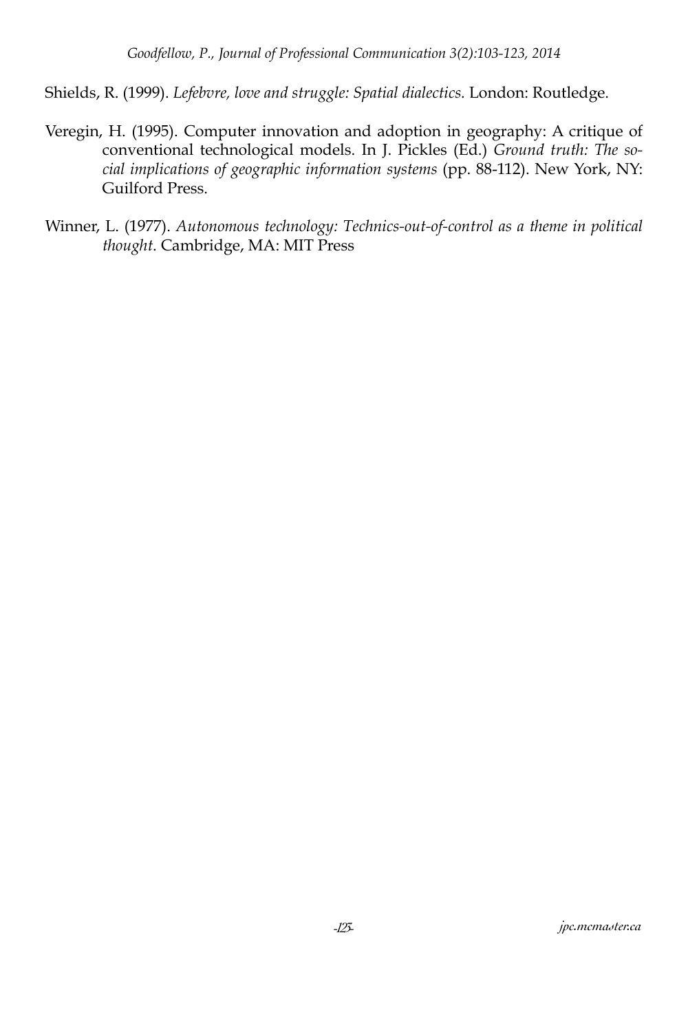Shields, R. (1999). *Lefebvre, love and struggle: Spatial dialectics.* London: Routledge.

Veregin, H. (1995). Computer innovation and adoption in geography: A critique of conventional technological models. In J. Pickles (Ed.) *Ground truth: The social implications of geographic information systems* (pp. 88-112). New York, NY: Guilford Press.

Winner, L. (1977). *Autonomous technology: Technics-out-of-control as a theme in political thought*. Cambridge, MA: MIT Press